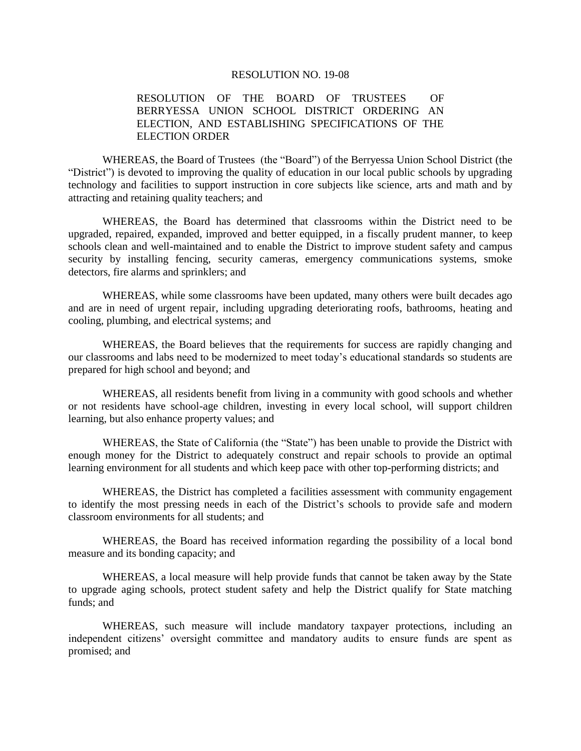RESOLUTION NO. 19-08

RESOLUTION OF THE BOARD OF TRUSTEES OF BERRYESSA UNION SCHOOL DISTRICT ORDERING AN ELECTION, AND ESTABLISHING SPECIFICATIONS OF THE ELECTION ORDER

WHEREAS, the Board of Trustees (the "Board") of the Berryessa Union School District (the "District") is devoted to improving the quality of education in our local public schools by upgrading technology and facilities to support instruction in core subjects like science, arts and math and by attracting and retaining quality teachers; and

WHEREAS, the Board has determined that classrooms within the District need to be upgraded, repaired, expanded, improved and better equipped, in a fiscally prudent manner, to keep schools clean and well-maintained and to enable the District to improve student safety and campus security by installing fencing, security cameras, emergency communications systems, smoke detectors, fire alarms and sprinklers; and

WHEREAS, while some classrooms have been updated, many others were built decades ago and are in need of urgent repair, including upgrading deteriorating roofs, bathrooms, heating and cooling, plumbing, and electrical systems; and

WHEREAS, the Board believes that the requirements for success are rapidly changing and our classrooms and labs need to be modernized to meet today's educational standards so students are prepared for high school and beyond; and

WHEREAS, all residents benefit from living in a community with good schools and whether or not residents have school-age children, investing in every local school, will support children learning, but also enhance property values; and

WHEREAS, the State of California (the "State") has been unable to provide the District with enough money for the District to adequately construct and repair schools to provide an optimal learning environment for all students and which keep pace with other top-performing districts; and

WHEREAS, the District has completed a facilities assessment with community engagement to identify the most pressing needs in each of the District's schools to provide safe and modern classroom environments for all students; and

WHEREAS, the Board has received information regarding the possibility of a local bond measure and its bonding capacity; and

WHEREAS, a local measure will help provide funds that cannot be taken away by the State to upgrade aging schools, protect student safety and help the District qualify for State matching funds; and

WHEREAS, such measure will include mandatory taxpayer protections, including an independent citizens' oversight committee and mandatory audits to ensure funds are spent as promised; and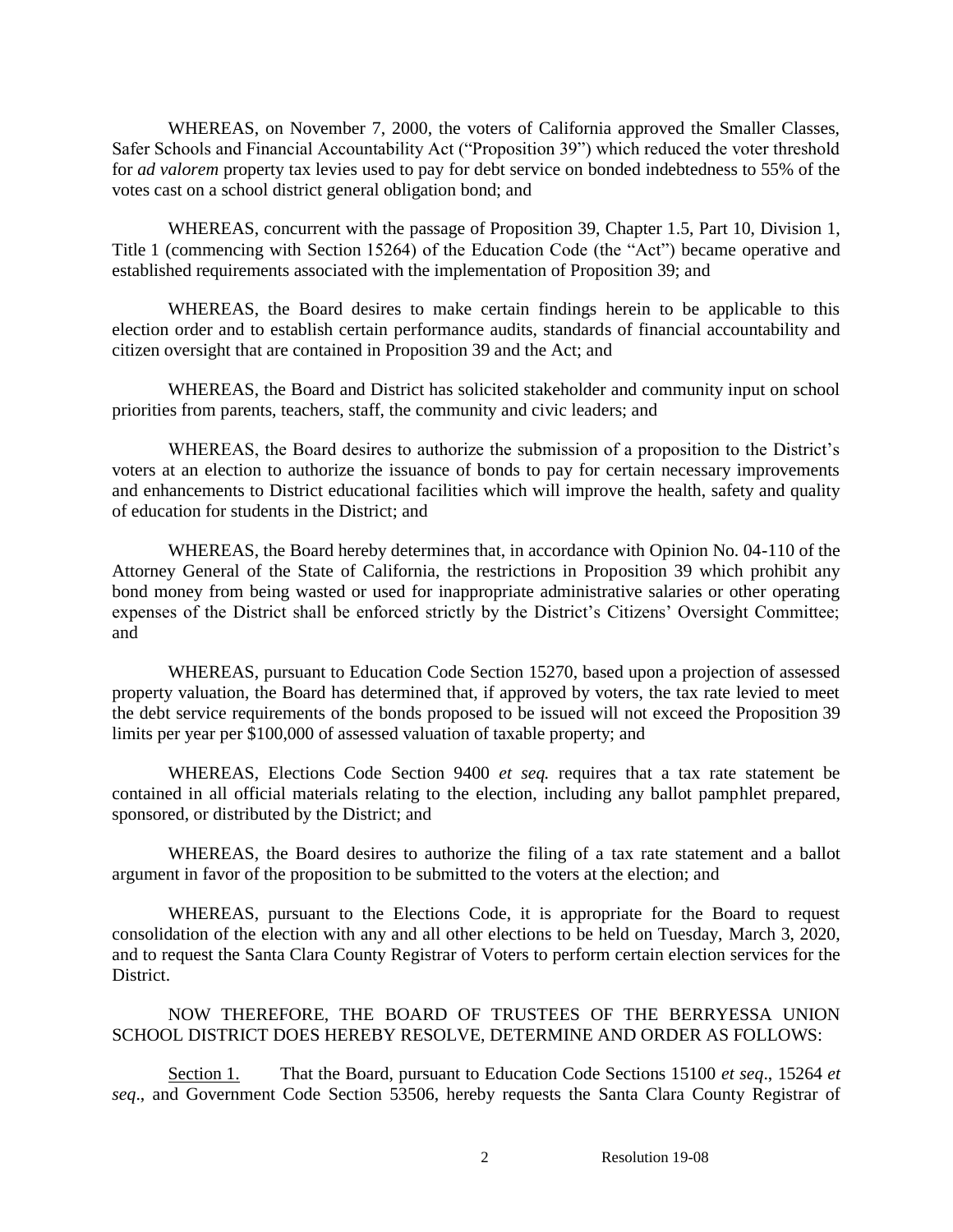WHEREAS, on November 7, 2000, the voters of California approved the Smaller Classes, Safer Schools and Financial Accountability Act ("Proposition 39") which reduced the voter threshold for *ad valorem* property tax levies used to pay for debt service on bonded indebtedness to 55% of the votes cast on a school district general obligation bond; and

WHEREAS, concurrent with the passage of Proposition 39, Chapter 1.5, Part 10, Division 1, Title 1 (commencing with Section 15264) of the Education Code (the "Act") became operative and established requirements associated with the implementation of Proposition 39; and

WHEREAS, the Board desires to make certain findings herein to be applicable to this election order and to establish certain performance audits, standards of financial accountability and citizen oversight that are contained in Proposition 39 and the Act; and

WHEREAS, the Board and District has solicited stakeholder and community input on school priorities from parents, teachers, staff, the community and civic leaders; and

WHEREAS, the Board desires to authorize the submission of a proposition to the District's voters at an election to authorize the issuance of bonds to pay for certain necessary improvements and enhancements to District educational facilities which will improve the health, safety and quality of education for students in the District; and

WHEREAS, the Board hereby determines that, in accordance with Opinion No. 04-110 of the Attorney General of the State of California, the restrictions in Proposition 39 which prohibit any bond money from being wasted or used for inappropriate administrative salaries or other operating expenses of the District shall be enforced strictly by the District's Citizens' Oversight Committee; and

WHEREAS, pursuant to Education Code Section 15270, based upon a projection of assessed property valuation, the Board has determined that, if approved by voters, the tax rate levied to meet the debt service requirements of the bonds proposed to be issued will not exceed the Proposition 39 limits per year per $100,000 of assessed valuation of taxable property; and

WHEREAS, Elections Code Section 9400 *et seq.* requires that a tax rate statement be contained in all official materials relating to the election, including any ballot pamphlet prepared, sponsored, or distributed by the District; and

WHEREAS, the Board desires to authorize the filing of a tax rate statement and a ballot argument in favor of the proposition to be submitted to the voters at the election; and

WHEREAS, pursuant to the Elections Code, it is appropriate for the Board to request consolidation of the election with any and all other elections to be held on Tuesday, March 3, 2020, and to request the Santa Clara County Registrar of Voters to perform certain election services for the District.

NOW THEREFORE, THE BOARD OF TRUSTEES OF THE BERRYESSA UNION SCHOOL DISTRICT DOES HEREBY RESOLVE, DETERMINE AND ORDER AS FOLLOWS:

Section 1. That the Board, pursuant to Education Code Sections 15100 *et seq*., 15264 *et seq*., and Government Code Section 53506, hereby requests the Santa Clara County Registrar of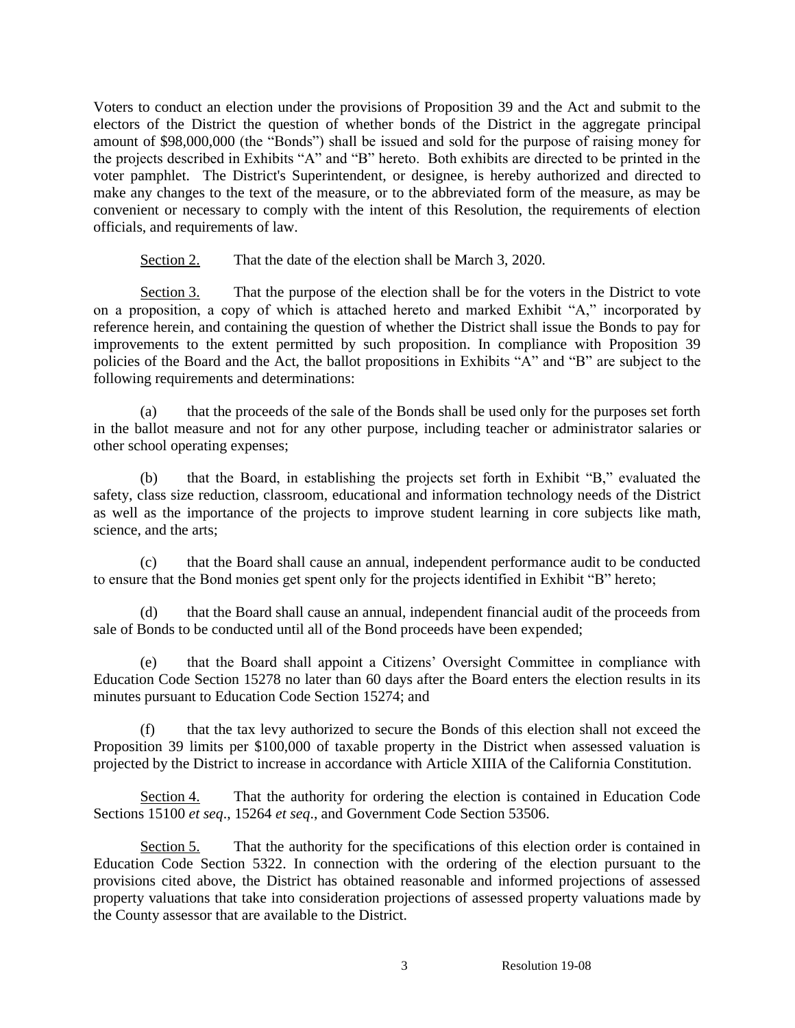Voters to conduct an election under the provisions of Proposition 39 and the Act and submit to the electors of the District the question of whether bonds of the District in the aggregate principal amount of $98,000,000 (the "Bonds") shall be issued and sold for the purpose of raising money for the projects described in Exhibits "A" and "B" hereto. Both exhibits are directed to be printed in the voter pamphlet. The District's Superintendent, or designee, is hereby authorized and directed to make any changes to the text of the measure, or to the abbreviated form of the measure, as may be convenient or necessary to comply with the intent of this Resolution, the requirements of election officials, and requirements of law.

Section 2. That the date of the election shall be March 3, 2020.

Section 3. That the purpose of the election shall be for the voters in the District to vote on a proposition, a copy of which is attached hereto and marked Exhibit "A," incorporated by reference herein, and containing the question of whether the District shall issue the Bonds to pay for improvements to the extent permitted by such proposition. In compliance with Proposition 39 policies of the Board and the Act, the ballot propositions in Exhibits "A" and "B" are subject to the following requirements and determinations:

(a) that the proceeds of the sale of the Bonds shall be used only for the purposes set forth in the ballot measure and not for any other purpose, including teacher or administrator salaries or other school operating expenses;

(b) that the Board, in establishing the projects set forth in Exhibit "B," evaluated the safety, class size reduction, classroom, educational and information technology needs of the District as well as the importance of the projects to improve student learning in core subjects like math, science, and the arts;

(c) that the Board shall cause an annual, independent performance audit to be conducted to ensure that the Bond monies get spent only for the projects identified in Exhibit "B" hereto;

(d) that the Board shall cause an annual, independent financial audit of the proceeds from sale of Bonds to be conducted until all of the Bond proceeds have been expended;

(e) that the Board shall appoint a Citizens' Oversight Committee in compliance with Education Code Section 15278 no later than 60 days after the Board enters the election results in its minutes pursuant to Education Code Section 15274; and

(f) that the tax levy authorized to secure the Bonds of this election shall not exceed the Proposition 39 limits per $100,000 of taxable property in the District when assessed valuation is projected by the District to increase in accordance with Article XIIIA of the California Constitution.

Section 4. That the authority for ordering the election is contained in Education Code Sections 15100 *et seq*., 15264 *et seq*., and Government Code Section 53506.

Section 5. That the authority for the specifications of this election order is contained in Education Code Section 5322. In connection with the ordering of the election pursuant to the provisions cited above, the District has obtained reasonable and informed projections of assessed property valuations that take into consideration projections of assessed property valuations made by the County assessor that are available to the District.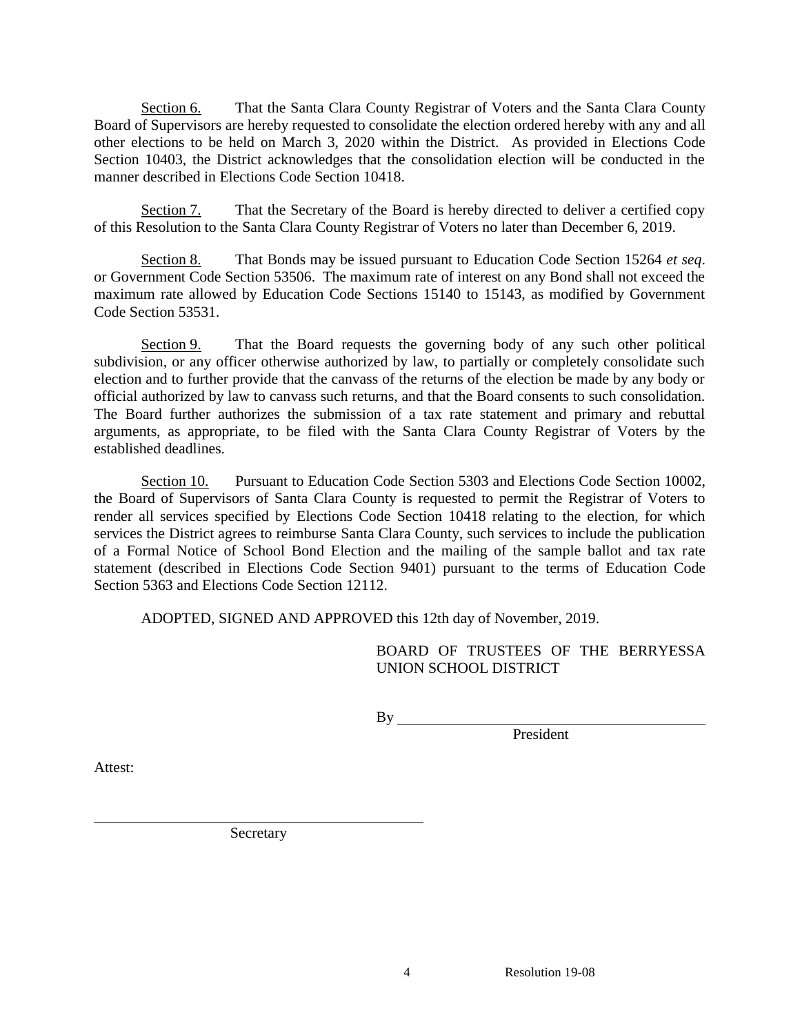<u>Section 6.</u> That the Santa Clara County Registrar of Voters and the Santa Clara County Board of Supervisors are hereby requested to consolidate the election ordered hereby with any and all other elections to be held on March 3, 2020 within the District. As provided in Elections Code Section 10403, the District acknowledges that the consolidation election will be conducted in the manner described in Elections Code Section 10418.

<u>Section 7.</u> That the Secretary of the Board is hereby directed to deliver a certified copy of this Resolution to the Santa Clara County Registrar of Voters no later than December 6, 2019.

<u>Section 8.</u> That Bonds may be issued pursuant to Education Code Section 15264 *et seq*. or Government Code Section 53506. The maximum rate of interest on any Bond shall not exceed the maximum rate allowed by Education Code Sections 15140 to 15143, as modified by Government Code Section 53531.

<u>Section 9.</u> That the Board requests the governing body of any such other political subdivision, or any officer otherwise authorized by law, to partially or completely consolidate such election and to further provide that the canvass of the returns of the election be made by any body or official authorized by law to canvass such returns, and that the Board consents to such consolidation. The Board further authorizes the submission of a tax rate statement and primary and rebuttal arguments, as appropriate, to be filed with the Santa Clara County Registrar of Voters by the established deadlines.

<u>Section 10.</u> Pursuant to Education Code Section 5303 and Elections Code Section 10002, the Board of Supervisors of Santa Clara County is requested to permit the Registrar of Voters to render all services specified by Elections Code Section 10418 relating to the election, for which services the District agrees to reimburse Santa Clara County, such services to include the publication of a Formal Notice of School Bond Election and the mailing of the sample ballot and tax rate statement (described in Elections Code Section 9401) pursuant to the terms of Education Code Section 5363 and Elections Code Section 12112.

ADOPTED, SIGNED AND APPROVED this 12th day of November, 2019.

BOARD OF TRUSTEES OF THE BERRYESSA UNION SCHOOL DISTRICT

By ______________________________
President

Attest:

______________________________
Secretary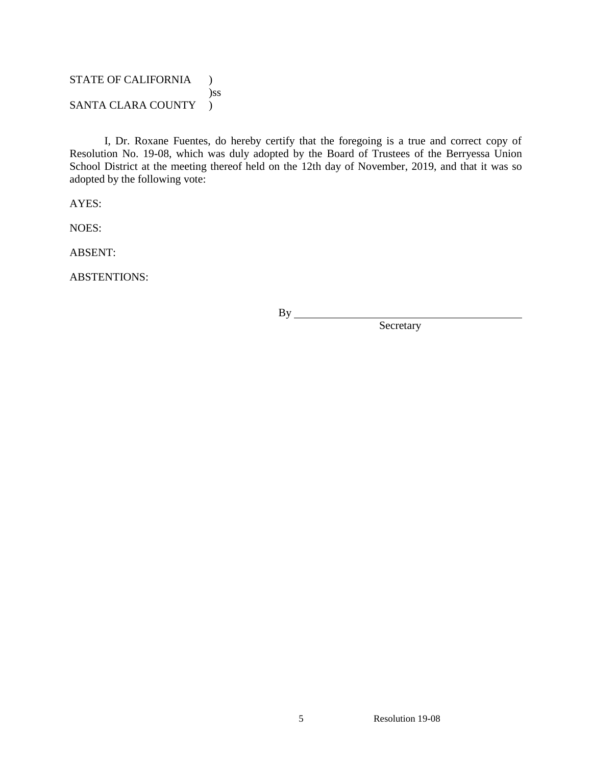STATE OF CALIFORNIA )
)ss
SANTA CLARA COUNTY )

I, Dr. Roxane Fuentes, do hereby certify that the foregoing is a true and correct copy of Resolution No. 19-08, which was duly adopted by the Board of Trustees of the Berryessa Union School District at the meeting thereof held on the 12th day of November, 2019, and that it was so adopted by the following vote:

AYES:

NOES:

ABSENT:

ABSTENTIONS:

By ___________________________________
Secretary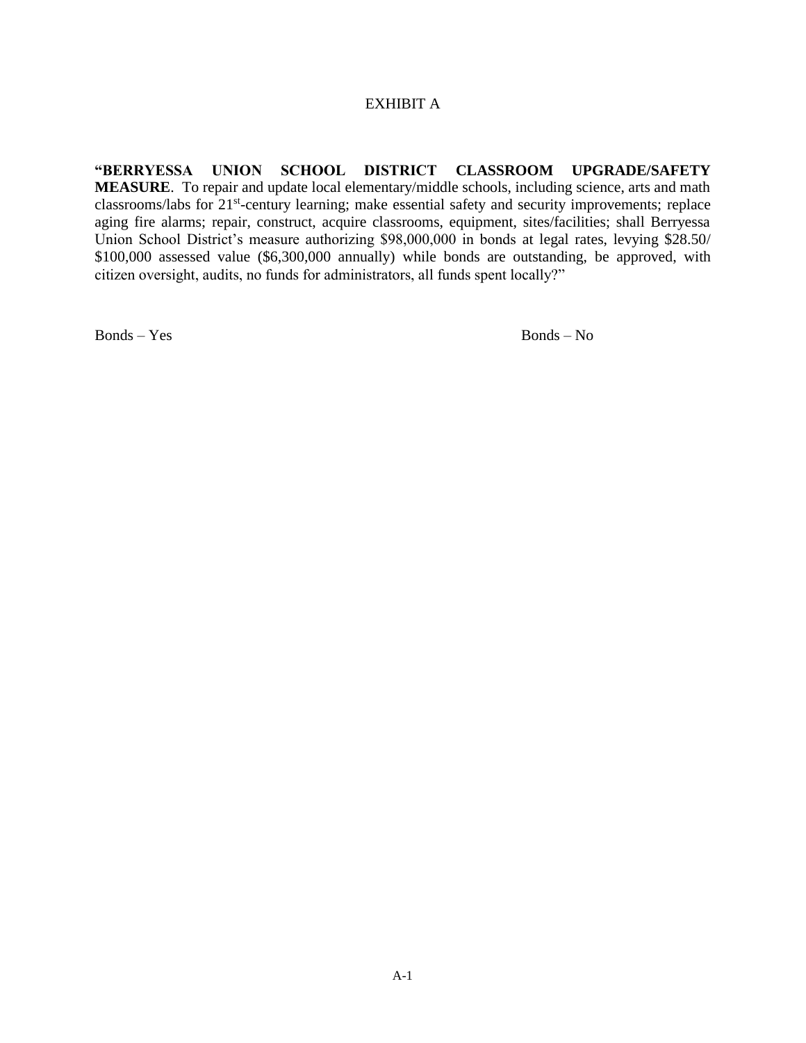# EXHIBIT A

**"BERRYESSA UNION SCHOOL DISTRICT CLASSROOM UPGRADE/SAFETY MEASURE**. To repair and update local elementary/middle schools, including science, arts and math classrooms/labs for 21st-century learning; make essential safety and security improvements; replace aging fire alarms; repair, construct, acquire classrooms, equipment, sites/facilities; shall Berryessa Union School District's measure authorizing $98,000,000 in bonds at legal rates, levying $28.50/ $100,000 assessed value ($6,300,000 annually) while bonds are outstanding, be approved, with citizen oversight, audits, no funds for administrators, all funds spent locally?"

Bonds – Yes

Bonds – No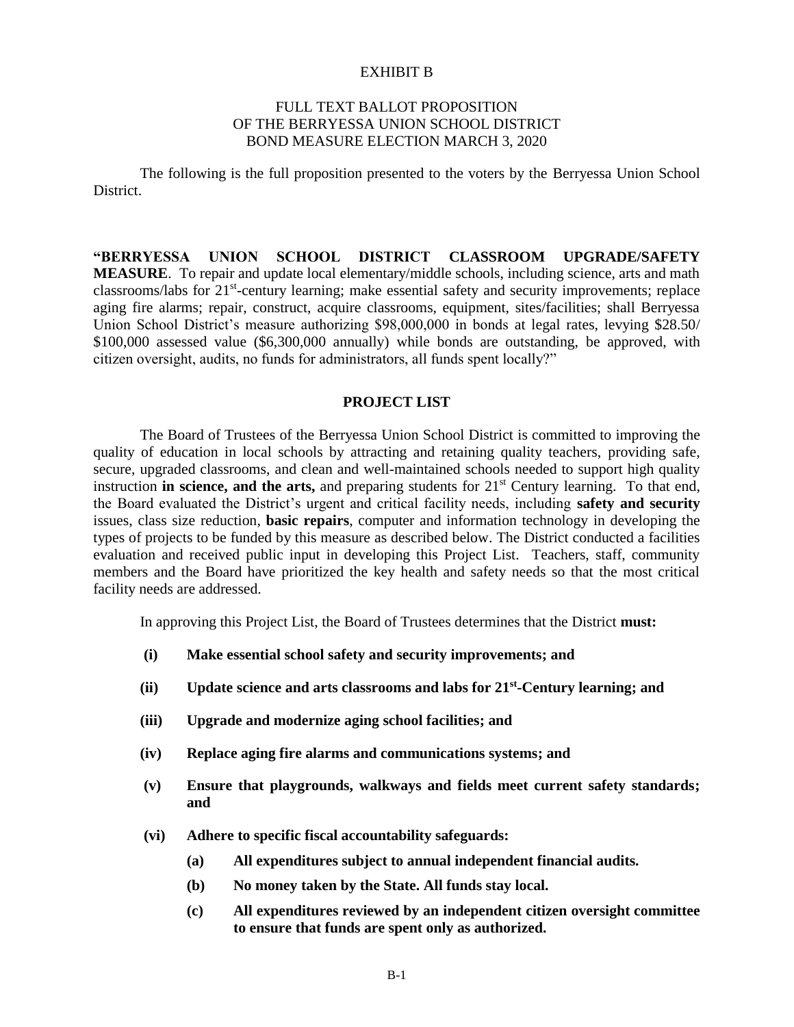EXHIBIT B

FULL TEXT BALLOT PROPOSITION
OF THE BERRYESSA UNION SCHOOL DISTRICT
BOND MEASURE ELECTION MARCH 3, 2020

The following is the full proposition presented to the voters by the Berryessa Union School District.

**"BERRYESSA UNION SCHOOL DISTRICT CLASSROOM UPGRADE/SAFETY MEASURE**. To repair and update local elementary/middle schools, including science, arts and math classrooms/labs for 21st-century learning; make essential safety and security improvements; replace aging fire alarms; repair, construct, acquire classrooms, equipment, sites/facilities; shall Berryessa Union School District's measure authorizing $98,000,000 in bonds at legal rates, levying $28.50/ $100,000 assessed value ($6,300,000 annually) while bonds are outstanding, be approved, with citizen oversight, audits, no funds for administrators, all funds spent locally?"

## PROJECT LIST

The Board of Trustees of the Berryessa Union School District is committed to improving the quality of education in local schools by attracting and retaining quality teachers, providing safe, secure, upgraded classrooms, and clean and well-maintained schools needed to support high quality instruction **in science, and the arts,** and preparing students for 21st Century learning. To that end, the Board evaluated the District's urgent and critical facility needs, including **safety and security** issues, class size reduction, **basic repairs**, computer and information technology in developing the types of projects to be funded by this measure as described below. The District conducted a facilities evaluation and received public input in developing this Project List. Teachers, staff, community members and the Board have prioritized the key health and safety needs so that the most critical facility needs are addressed.

In approving this Project List, the Board of Trustees determines that the District **must:**

- **(i) Make essential school safety and security improvements; and**
- **(ii) Update science and arts classrooms and labs for 21st-Century learning; and**
- **(iii) Upgrade and modernize aging school facilities; and**
- **(iv) Replace aging fire alarms and communications systems; and**
- **(v) Ensure that playgrounds, walkways and fields meet current safety standards; and**
- **(vi) Adhere to specific fiscal accountability safeguards:**
  - **(a) All expenditures subject to annual independent financial audits.**
  - **(b) No money taken by the State. All funds stay local.**
  - **(c) All expenditures reviewed by an independent citizen oversight committee to ensure that funds are spent only as authorized.**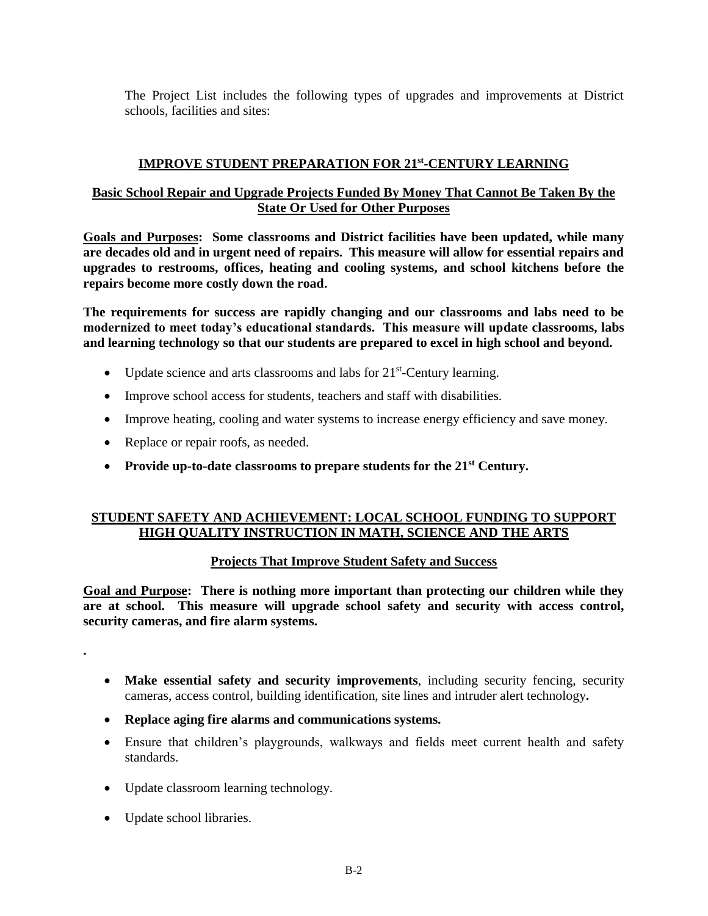The Project List includes the following types of upgrades and improvements at District schools, facilities and sites:

## IMPROVE STUDENT PREPARATION FOR 21st-CENTURY LEARNING

### Basic School Repair and Upgrade Projects Funded By Money That Cannot Be Taken By the State Or Used for Other Purposes

**Goals and Purposes: Some classrooms and District facilities have been updated, while many are decades old and in urgent need of repairs. This measure will allow for essential repairs and upgrades to restrooms, offices, heating and cooling systems, and school kitchens before the repairs become more costly down the road.**

**The requirements for success are rapidly changing and our classrooms and labs need to be modernized to meet today's educational standards. This measure will update classrooms, labs and learning technology so that our students are prepared to excel in high school and beyond.**

- Update science and arts classrooms and labs for 21st-Century learning.
- Improve school access for students, teachers and staff with disabilities.
- Improve heating, cooling and water systems to increase energy efficiency and save money.
- Replace or repair roofs, as needed.
- **Provide up-to-date classrooms to prepare students for the 21st Century.**

## STUDENT SAFETY AND ACHIEVEMENT: LOCAL SCHOOL FUNDING TO SUPPORT HIGH QUALITY INSTRUCTION IN MATH, SCIENCE AND THE ARTS

### Projects That Improve Student Safety and Success

**Goal and Purpose: There is nothing more important than protecting our children while they are at school. This measure will upgrade school safety and security with access control, security cameras, and fire alarm systems.**

.

- **Make essential safety and security improvements**, including security fencing, security cameras, access control, building identification, site lines and intruder alert technology**.**
- **Replace aging fire alarms and communications systems.**
- Ensure that children's playgrounds, walkways and fields meet current health and safety standards.
- Update classroom learning technology.
- Update school libraries.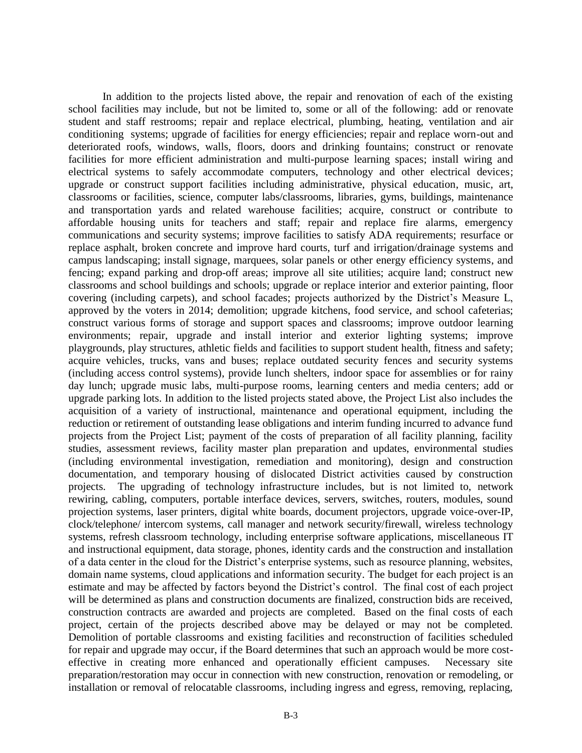In addition to the projects listed above, the repair and renovation of each of the existing school facilities may include, but not be limited to, some or all of the following: add or renovate student and staff restrooms; repair and replace electrical, plumbing, heating, ventilation and air conditioning systems; upgrade of facilities for energy efficiencies; repair and replace worn-out and deteriorated roofs, windows, walls, floors, doors and drinking fountains; construct or renovate facilities for more efficient administration and multi-purpose learning spaces; install wiring and electrical systems to safely accommodate computers, technology and other electrical devices; upgrade or construct support facilities including administrative, physical education, music, art, classrooms or facilities, science, computer labs/classrooms, libraries, gyms, buildings, maintenance and transportation yards and related warehouse facilities; acquire, construct or contribute to affordable housing units for teachers and staff; repair and replace fire alarms, emergency communications and security systems; improve facilities to satisfy ADA requirements; resurface or replace asphalt, broken concrete and improve hard courts, turf and irrigation/drainage systems and campus landscaping; install signage, marquees, solar panels or other energy efficiency systems, and fencing; expand parking and drop-off areas; improve all site utilities; acquire land; construct new classrooms and school buildings and schools; upgrade or replace interior and exterior painting, floor covering (including carpets), and school facades; projects authorized by the District's Measure L, approved by the voters in 2014; demolition; upgrade kitchens, food service, and school cafeterias; construct various forms of storage and support spaces and classrooms; improve outdoor learning environments; repair, upgrade and install interior and exterior lighting systems; improve playgrounds, play structures, athletic fields and facilities to support student health, fitness and safety; acquire vehicles, trucks, vans and buses; replace outdated security fences and security systems (including access control systems), provide lunch shelters, indoor space for assemblies or for rainy day lunch; upgrade music labs, multi-purpose rooms, learning centers and media centers; add or upgrade parking lots. In addition to the listed projects stated above, the Project List also includes the acquisition of a variety of instructional, maintenance and operational equipment, including the reduction or retirement of outstanding lease obligations and interim funding incurred to advance fund projects from the Project List; payment of the costs of preparation of all facility planning, facility studies, assessment reviews, facility master plan preparation and updates, environmental studies (including environmental investigation, remediation and monitoring), design and construction documentation, and temporary housing of dislocated District activities caused by construction projects. The upgrading of technology infrastructure includes, but is not limited to, network rewiring, cabling, computers, portable interface devices, servers, switches, routers, modules, sound projection systems, laser printers, digital white boards, document projectors, upgrade voice-over-IP, clock/telephone/ intercom systems, call manager and network security/firewall, wireless technology systems, refresh classroom technology, including enterprise software applications, miscellaneous IT and instructional equipment, data storage, phones, identity cards and the construction and installation of a data center in the cloud for the District's enterprise systems, such as resource planning, websites, domain name systems, cloud applications and information security. The budget for each project is an estimate and may be affected by factors beyond the District's control. The final cost of each project will be determined as plans and construction documents are finalized, construction bids are received, construction contracts are awarded and projects are completed. Based on the final costs of each project, certain of the projects described above may be delayed or may not be completed. Demolition of portable classrooms and existing facilities and reconstruction of facilities scheduled for repair and upgrade may occur, if the Board determines that such an approach would be more cost-effective in creating more enhanced and operationally efficient campuses. Necessary site preparation/restoration may occur in connection with new construction, renovation or remodeling, or installation or removal of relocatable classrooms, including ingress and egress, removing, replacing,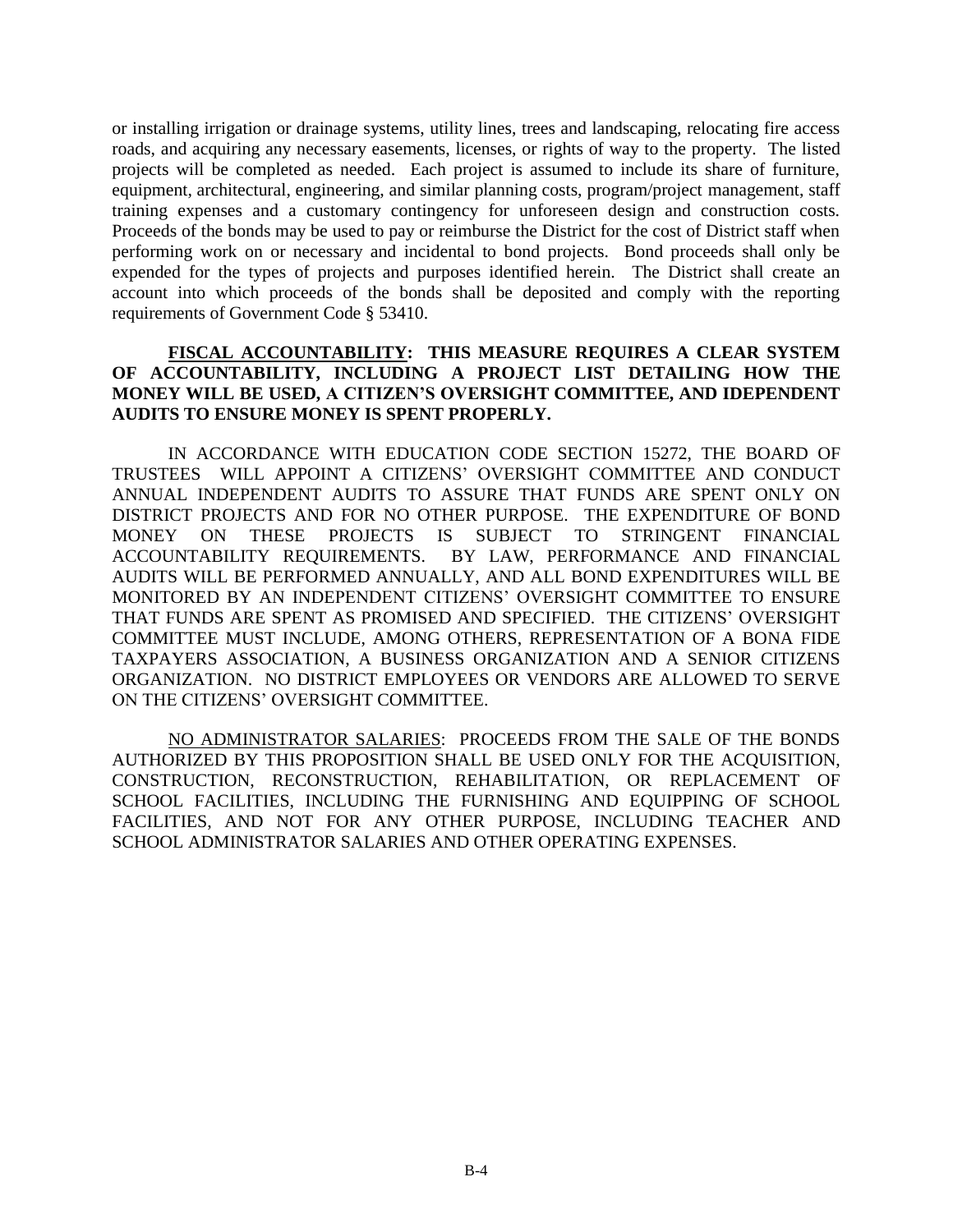or installing irrigation or drainage systems, utility lines, trees and landscaping, relocating fire access roads, and acquiring any necessary easements, licenses, or rights of way to the property. The listed projects will be completed as needed. Each project is assumed to include its share of furniture, equipment, architectural, engineering, and similar planning costs, program/project management, staff training expenses and a customary contingency for unforeseen design and construction costs. Proceeds of the bonds may be used to pay or reimburse the District for the cost of District staff when performing work on or necessary and incidental to bond projects. Bond proceeds shall only be expended for the types of projects and purposes identified herein. The District shall create an account into which proceeds of the bonds shall be deposited and comply with the reporting requirements of Government Code § 53410.

**FISCAL ACCOUNTABILITY: THIS MEASURE REQUIRES A CLEAR SYSTEM OF ACCOUNTABILITY, INCLUDING A PROJECT LIST DETAILING HOW THE MONEY WILL BE USED, A CITIZEN'S OVERSIGHT COMMITTEE, AND IDEPENDENT AUDITS TO ENSURE MONEY IS SPENT PROPERLY.**

IN ACCORDANCE WITH EDUCATION CODE SECTION 15272, THE BOARD OF TRUSTEES WILL APPOINT A CITIZENS' OVERSIGHT COMMITTEE AND CONDUCT ANNUAL INDEPENDENT AUDITS TO ASSURE THAT FUNDS ARE SPENT ONLY ON DISTRICT PROJECTS AND FOR NO OTHER PURPOSE. THE EXPENDITURE OF BOND MONEY ON THESE PROJECTS IS SUBJECT TO STRINGENT FINANCIAL ACCOUNTABILITY REQUIREMENTS. BY LAW, PERFORMANCE AND FINANCIAL AUDITS WILL BE PERFORMED ANNUALLY, AND ALL BOND EXPENDITURES WILL BE MONITORED BY AN INDEPENDENT CITIZENS' OVERSIGHT COMMITTEE TO ENSURE THAT FUNDS ARE SPENT AS PROMISED AND SPECIFIED. THE CITIZENS' OVERSIGHT COMMITTEE MUST INCLUDE, AMONG OTHERS, REPRESENTATION OF A BONA FIDE TAXPAYERS ASSOCIATION, A BUSINESS ORGANIZATION AND A SENIOR CITIZENS ORGANIZATION. NO DISTRICT EMPLOYEES OR VENDORS ARE ALLOWED TO SERVE ON THE CITIZENS' OVERSIGHT COMMITTEE.

NO ADMINISTRATOR SALARIES: PROCEEDS FROM THE SALE OF THE BONDS AUTHORIZED BY THIS PROPOSITION SHALL BE USED ONLY FOR THE ACQUISITION, CONSTRUCTION, RECONSTRUCTION, REHABILITATION, OR REPLACEMENT OF SCHOOL FACILITIES, INCLUDING THE FURNISHING AND EQUIPPING OF SCHOOL FACILITIES, AND NOT FOR ANY OTHER PURPOSE, INCLUDING TEACHER AND SCHOOL ADMINISTRATOR SALARIES AND OTHER OPERATING EXPENSES.